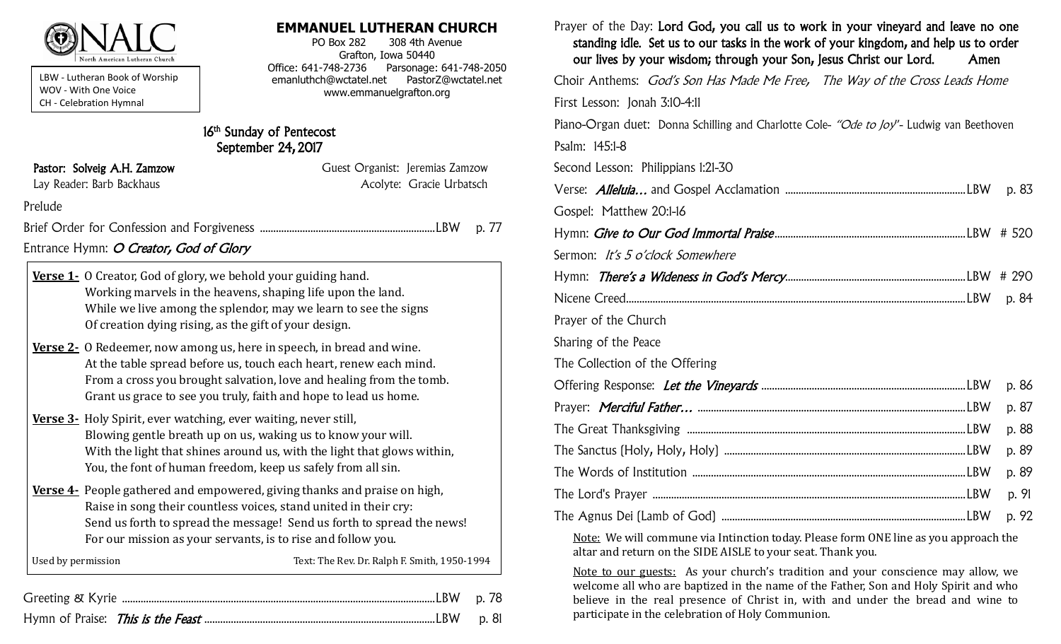NALC
North American Lutheran Church

LBW - Lutheran Book of Worship
WOV - With One Voice
CH - Celebration Hymnal

# EMMANUEL LUTHERAN CHURCH

PO Box 282  308 4th Avenue
Grafton, Iowa 50440
Office: 641-748-2736  Parsonage: 641-748-2050
emanluthch@wctatel.net  PastorZ@wctatel.net
www.emmanuelgrafton.org

## 16th Sunday of Pentecost
## September 24, 2017

**Pastor: Solveig A.H. Zamzow** — Guest Organist: Jeremias Zamzow
Lay Reader: Barb Backhaus — Acolyte: Gracie Urbatsch

Prelude

Brief Order for Confession and Forgiveness ........ LBW p. 77

Entrance Hymn: *O Creator, God of Glory*

**Verse 1-** O Creator, God of glory, we behold your guiding hand.
Working marvels in the heavens, shaping life upon the land.
While we live among the splendor, may we learn to see the signs
Of creation dying rising, as the gift of your design.

**Verse 2-** O Redeemer, now among us, here in speech, in bread and wine.
At the table spread before us, touch each heart, renew each mind.
From a cross you brought salvation, love and healing from the tomb.
Grant us grace to see you truly, faith and hope to lead us home.

**Verse 3-** Holy Spirit, ever watching, ever waiting, never still,
Blowing gentle breath up on us, waking us to know your will.
With the light that shines around us, with the light that glows within,
You, the font of human freedom, keep us safely from all sin.

**Verse 4-** People gathered and empowered, giving thanks and praise on high,
Raise in song their countless voices, stand united in their cry:
Send us forth to spread the message! Send us forth to spread the news!
For our mission as your servants, is to rise and follow you.

Used by permission — Text: The Rev. Dr. Ralph F. Smith, 1950-1994

Greeting & Kyrie ........ LBW p. 78

Hymn of Praise: *This is the Feast* ........ LBW p. 81

Prayer of the Day: **Lord God, you call us to work in your vineyard and leave no one standing idle. Set us to our tasks in the work of your kingdom, and help us to order our lives by your wisdom; through your Son, Jesus Christ our Lord. Amen**

Choir Anthems: *God's Son Has Made Me Free, The Way of the Cross Leads Home*

First Lesson: Jonah 3:10-4:11

Piano-Organ duet: Donna Schilling and Charlotte Cole- *"Ode to Joy"*- Ludwig van Beethoven

Psalm: 145:1-8

Second Lesson: Philippians 1:21-30

Verse: ***Alleluia…*** and Gospel Acclamation ........ LBW p. 83

Gospel: Matthew 20:1-16

Hymn: ***Give to Our God Immortal Praise*** ........ LBW # 520

Sermon: *It's 5 o'clock Somewhere*

Hymn: ***There's a Wideness in God's Mercy*** ........ LBW # 290

Nicene Creed ........ LBW p. 84

Prayer of the Church

Sharing of the Peace

The Collection of the Offering

Offering Response: ***Let the Vineyards*** ........ LBW p. 86

Prayer: ***Merciful Father…*** ........ LBW p. 87

The Great Thanksgiving ........ LBW p. 88

The Sanctus (Holy, Holy, Holy) ........ LBW p. 89

The Words of Institution ........ LBW p. 89

The Lord's Prayer ........ LBW p. 91

The Agnus Dei (Lamb of God) ........ LBW p. 92

Note: We will commune via Intinction today. Please form ONE line as you approach the altar and return on the SIDE AISLE to your seat. Thank you.

Note to our guests: As your church's tradition and your conscience may allow, we welcome all who are baptized in the name of the Father, Son and Holy Spirit and who believe in the real presence of Christ in, with and under the bread and wine to participate in the celebration of Holy Communion.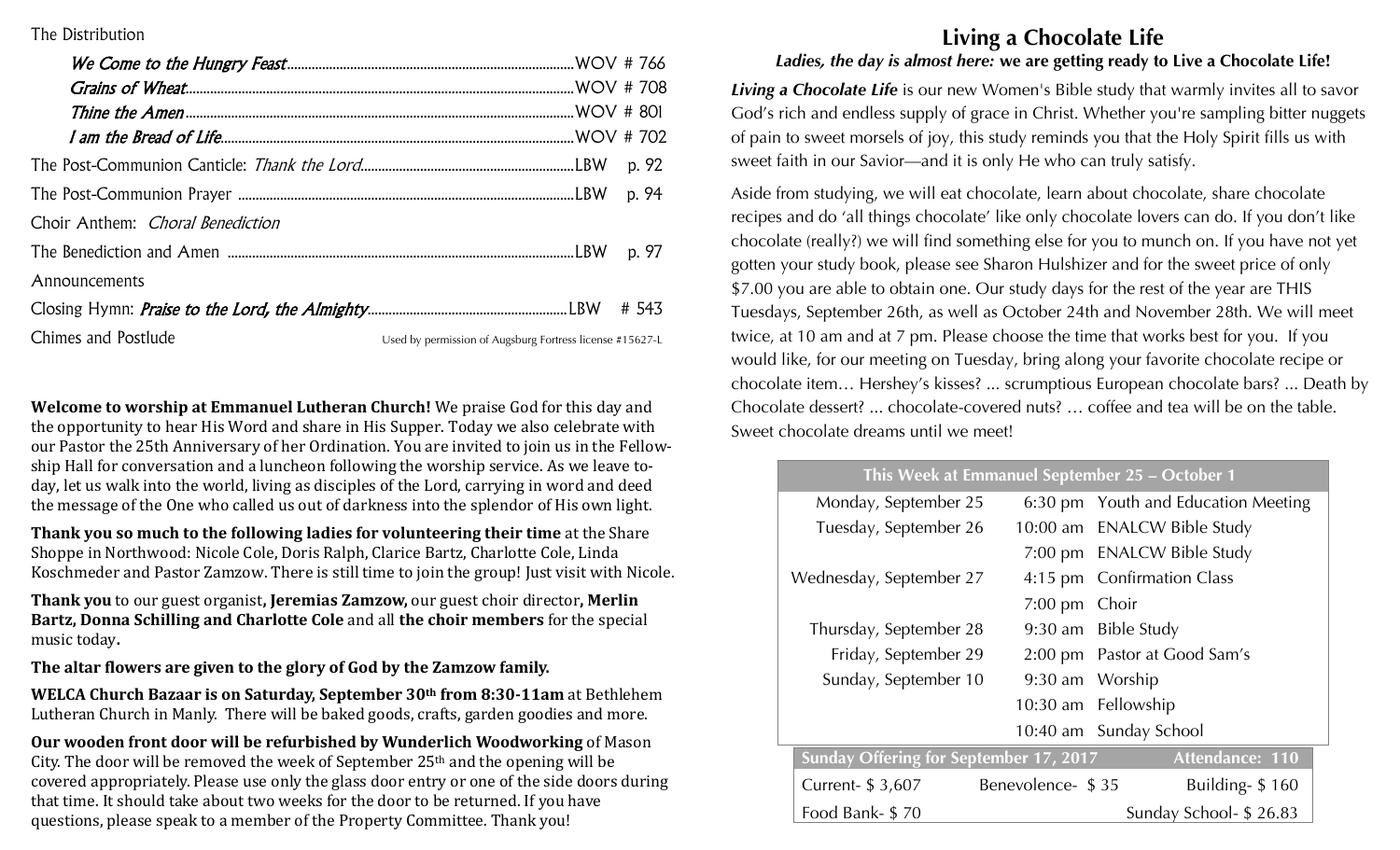The Distribution

| | |
|---|---|
| ***We Come to the Hungry Feast*** | WOV # 766 |
| ***Grains of Wheat*** | WOV # 708 |
| ***Thine the Amen*** | WOV # 801 |
| ***I am the Bread of Life*** | WOV # 702 |
| The Post-Communion Canticle: *Thank the Lord* | LBW p. 92 |
| The Post-Communion Prayer | LBW p. 94 |
| Choir Anthem: *Choral Benediction* | |
| The Benediction and Amen | LBW p. 97 |
| Announcements | |
| Closing Hymn: ***Praise to the Lord, the Almighty*** | LBW # 543 |
| Chimes and Postlude | |

Used by permission of Augsburg Fortress license #15627-L

**Welcome to worship at Emmanuel Lutheran Church!** We praise God for this day and the opportunity to hear His Word and share in His Supper. Today we also celebrate with our Pastor the 25th Anniversary of her Ordination. You are invited to join us in the Fellowship Hall for conversation and a luncheon following the worship service. As we leave today, let us walk into the world, living as disciples of the Lord, carrying in word and deed the message of the One who called us out of darkness into the splendor of His own light.

**Thank you so much to the following ladies for volunteering their time** at the Share Shoppe in Northwood: Nicole Cole, Doris Ralph, Clarice Bartz, Charlotte Cole, Linda Koschmeder and Pastor Zamzow. There is still time to join the group! Just visit with Nicole.

**Thank you** to our guest organist**, Jeremias Zamzow,** our guest choir director**, Merlin Bartz, Donna Schilling and Charlotte Cole** and all **the choir members** for the special music today**.**

**The altar flowers are given to the glory of God by the Zamzow family.**

**WELCA Church Bazaar is on Saturday, September 30th from 8:30-11am** at Bethlehem Lutheran Church in Manly. There will be baked goods, crafts, garden goodies and more.

**Our wooden front door will be refurbished by Wunderlich Woodworking** of Mason City. The door will be removed the week of September 25th and the opening will be covered appropriately. Please use only the glass door entry or one of the side doors during that time. It should take about two weeks for the door to be returned. If you have questions, please speak to a member of the Property Committee. Thank you!

## Living a Chocolate Life

***Ladies, the day is almost here:*** **we are getting ready to Live a Chocolate Life!**

***Living a Chocolate Life*** is our new Women's Bible study that warmly invites all to savor God's rich and endless supply of grace in Christ. Whether you're sampling bitter nuggets of pain to sweet morsels of joy, this study reminds you that the Holy Spirit fills us with sweet faith in our Savior—and it is only He who can truly satisfy.

Aside from studying, we will eat chocolate, learn about chocolate, share chocolate recipes and do 'all things chocolate' like only chocolate lovers can do. If you don't like chocolate (really?) we will find something else for you to munch on. If you have not yet gotten your study book, please see Sharon Hulshizer and for the sweet price of only $7.00 you are able to obtain one. Our study days for the rest of the year are THIS Tuesdays, September 26th, as well as October 24th and November 28th. We will meet twice, at 10 am and at 7 pm. Please choose the time that works best for you. If you would like, for our meeting on Tuesday, bring along your favorite chocolate recipe or chocolate item… Hershey's kisses? ... scrumptious European chocolate bars? ... Death by Chocolate dessert? ... chocolate-covered nuts? … coffee and tea will be on the table. Sweet chocolate dreams until we meet!

| This Week at Emmanuel September 25 – October 1 | | |
|---|---|---|
| Monday, September 25 | 6:30 pm | Youth and Education Meeting |
| Tuesday, September 26 | 10:00 am | ENALCW Bible Study |
| | 7:00 pm | ENALCW Bible Study |
| Wednesday, September 27 | 4:15 pm | Confirmation Class |
| | 7:00 pm | Choir |
| Thursday, September 28 | 9:30 am | Bible Study |
| Friday, September 29 | 2:00 pm | Pastor at Good Sam's |
| Sunday, September 10 | 9:30 am | Worship |
| | 10:30 am | Fellowship |
| | 10:40 am | Sunday School |

| Sunday Offering for September 17, 2017 | | Attendance: 110 |
|---|---|---|
| Current- $ 3,607 | Benevolence- $ 35 | Building- $ 160 |
| Food Bank- $ 70 | | Sunday School- $ 26.83 |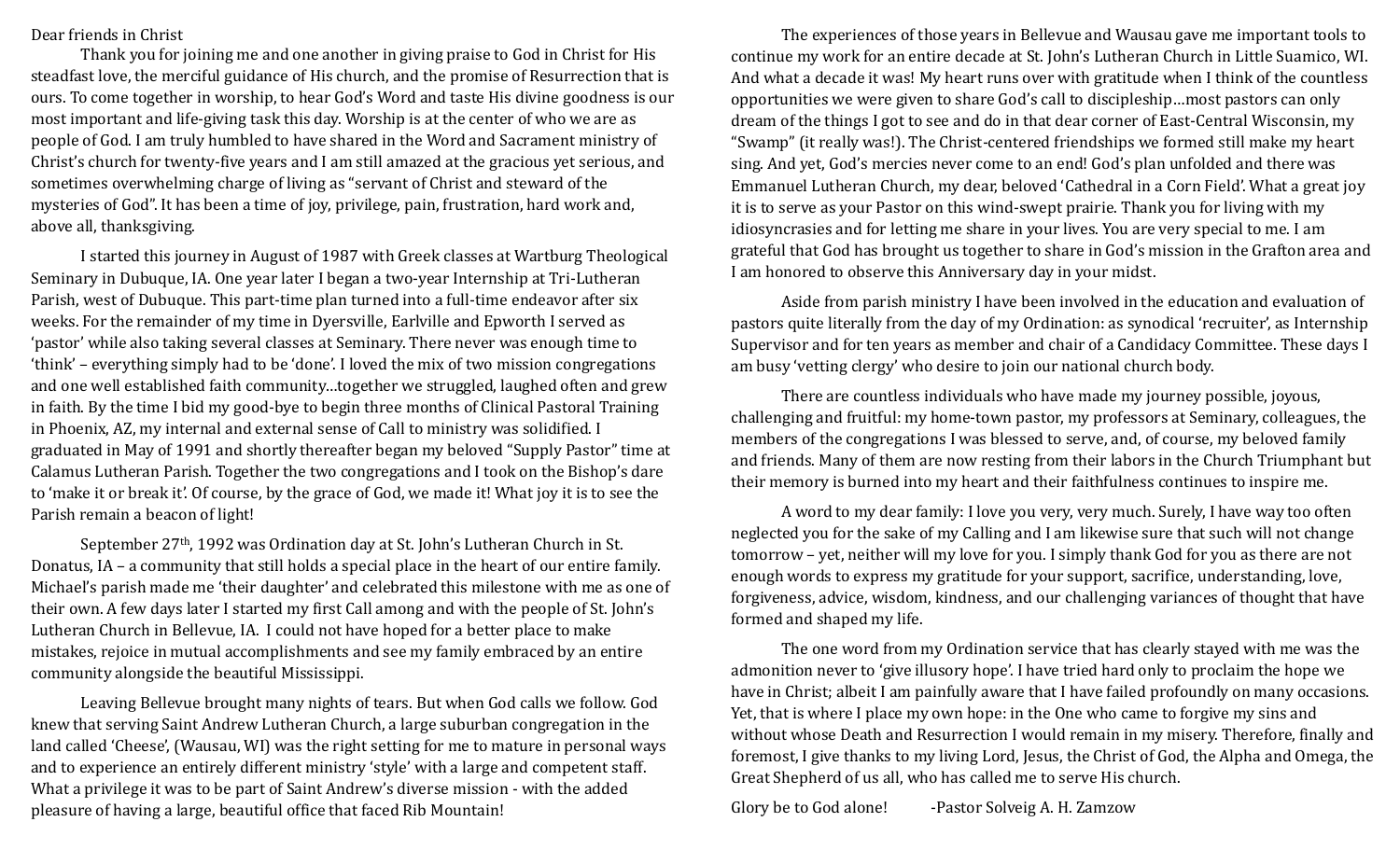Dear friends in Christ

Thank you for joining me and one another in giving praise to God in Christ for His steadfast love, the merciful guidance of His church, and the promise of Resurrection that is ours. To come together in worship, to hear God's Word and taste His divine goodness is our most important and life-giving task this day. Worship is at the center of who we are as people of God. I am truly humbled to have shared in the Word and Sacrament ministry of Christ's church for twenty-five years and I am still amazed at the gracious yet serious, and sometimes overwhelming charge of living as "servant of Christ and steward of the mysteries of God". It has been a time of joy, privilege, pain, frustration, hard work and, above all, thanksgiving.

I started this journey in August of 1987 with Greek classes at Wartburg Theological Seminary in Dubuque, IA. One year later I began a two-year Internship at Tri-Lutheran Parish, west of Dubuque. This part-time plan turned into a full-time endeavor after six weeks. For the remainder of my time in Dyersville, Earlville and Epworth I served as 'pastor' while also taking several classes at Seminary. There never was enough time to 'think' – everything simply had to be 'done'. I loved the mix of two mission congregations and one well established faith community…together we struggled, laughed often and grew in faith. By the time I bid my good-bye to begin three months of Clinical Pastoral Training in Phoenix, AZ, my internal and external sense of Call to ministry was solidified. I graduated in May of 1991 and shortly thereafter began my beloved "Supply Pastor" time at Calamus Lutheran Parish. Together the two congregations and I took on the Bishop's dare to 'make it or break it'. Of course, by the grace of God, we made it! What joy it is to see the Parish remain a beacon of light!

September 27th, 1992 was Ordination day at St. John's Lutheran Church in St. Donatus, IA – a community that still holds a special place in the heart of our entire family. Michael's parish made me 'their daughter' and celebrated this milestone with me as one of their own. A few days later I started my first Call among and with the people of St. John's Lutheran Church in Bellevue, IA. I could not have hoped for a better place to make mistakes, rejoice in mutual accomplishments and see my family embraced by an entire community alongside the beautiful Mississippi.

Leaving Bellevue brought many nights of tears. But when God calls we follow. God knew that serving Saint Andrew Lutheran Church, a large suburban congregation in the land called 'Cheese', (Wausau, WI) was the right setting for me to mature in personal ways and to experience an entirely different ministry 'style' with a large and competent staff. What a privilege it was to be part of Saint Andrew's diverse mission - with the added pleasure of having a large, beautiful office that faced Rib Mountain!

The experiences of those years in Bellevue and Wausau gave me important tools to continue my work for an entire decade at St. John's Lutheran Church in Little Suamico, WI. And what a decade it was! My heart runs over with gratitude when I think of the countless opportunities we were given to share God's call to discipleship…most pastors can only dream of the things I got to see and do in that dear corner of East-Central Wisconsin, my "Swamp" (it really was!). The Christ-centered friendships we formed still make my heart sing. And yet, God's mercies never come to an end! God's plan unfolded and there was Emmanuel Lutheran Church, my dear, beloved 'Cathedral in a Corn Field'. What a great joy it is to serve as your Pastor on this wind-swept prairie. Thank you for living with my idiosyncrasies and for letting me share in your lives. You are very special to me. I am grateful that God has brought us together to share in God's mission in the Grafton area and I am honored to observe this Anniversary day in your midst.

Aside from parish ministry I have been involved in the education and evaluation of pastors quite literally from the day of my Ordination: as synodical 'recruiter', as Internship Supervisor and for ten years as member and chair of a Candidacy Committee. These days I am busy 'vetting clergy' who desire to join our national church body.

There are countless individuals who have made my journey possible, joyous, challenging and fruitful: my home-town pastor, my professors at Seminary, colleagues, the members of the congregations I was blessed to serve, and, of course, my beloved family and friends. Many of them are now resting from their labors in the Church Triumphant but their memory is burned into my heart and their faithfulness continues to inspire me.

A word to my dear family: I love you very, very much. Surely, I have way too often neglected you for the sake of my Calling and I am likewise sure that such will not change tomorrow – yet, neither will my love for you. I simply thank God for you as there are not enough words to express my gratitude for your support, sacrifice, understanding, love, forgiveness, advice, wisdom, kindness, and our challenging variances of thought that have formed and shaped my life.

The one word from my Ordination service that has clearly stayed with me was the admonition never to 'give illusory hope'. I have tried hard only to proclaim the hope we have in Christ; albeit I am painfully aware that I have failed profoundly on many occasions. Yet, that is where I place my own hope: in the One who came to forgive my sins and without whose Death and Resurrection I would remain in my misery. Therefore, finally and foremost, I give thanks to my living Lord, Jesus, the Christ of God, the Alpha and Omega, the Great Shepherd of us all, who has called me to serve His church.

Glory be to God alone! -Pastor Solveig A. H. Zamzow